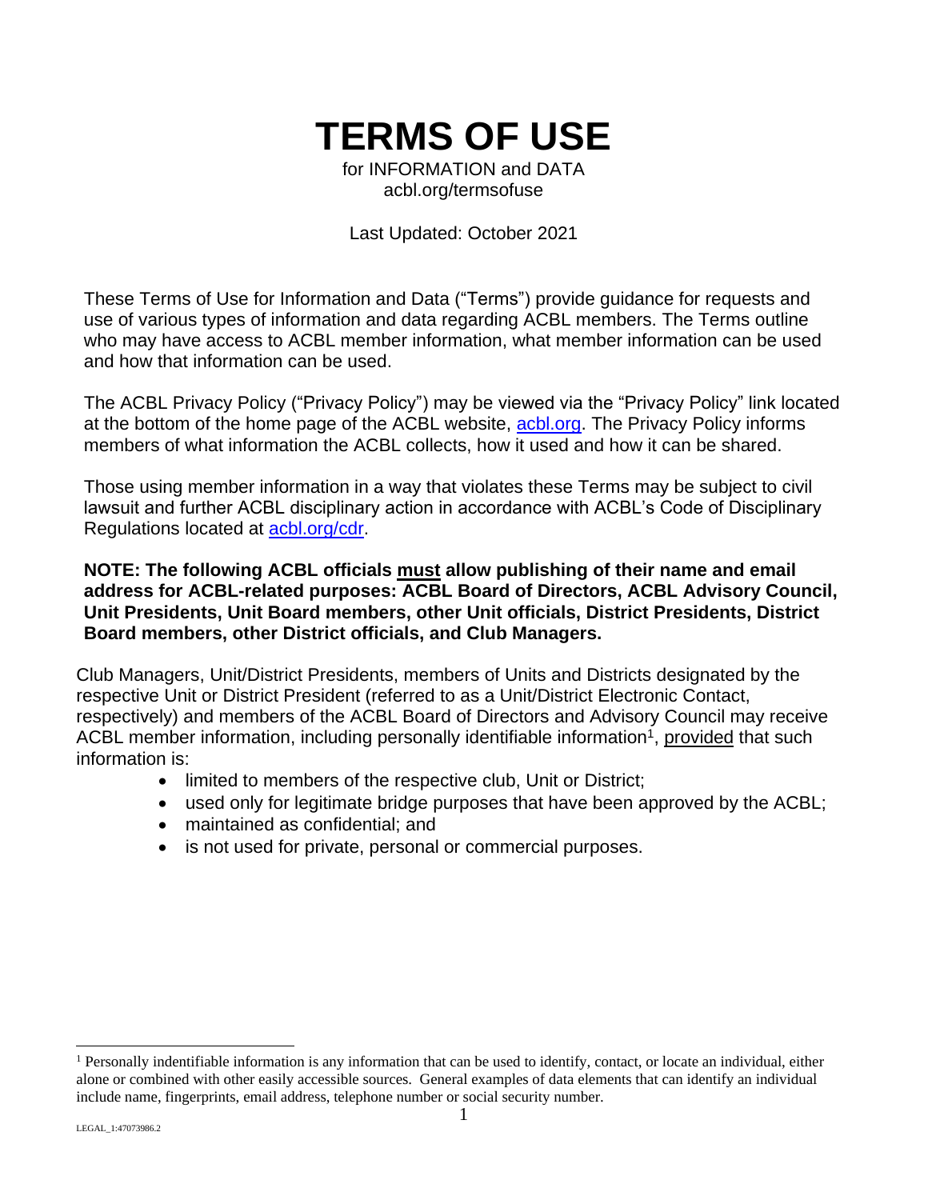# TERMS OF USE

for INFORMATION and DATA
acbl.org/termsofuse

Last Updated: October 2021

These Terms of Use for Information and Data ("Terms") provide guidance for requests and use of various types of information and data regarding ACBL members. The Terms outline who may have access to ACBL member information, what member information can be used and how that information can be used.

The ACBL Privacy Policy ("Privacy Policy") may be viewed via the "Privacy Policy" link located at the bottom of the home page of the ACBL website, [acbl.org](acbl.org). The Privacy Policy informs members of what information the ACBL collects, how it used and how it can be shared.

Those using member information in a way that violates these Terms may be subject to civil lawsuit and further ACBL disciplinary action in accordance with ACBL's Code of Disciplinary Regulations located at [acbl.org/cdr](acbl.org/cdr).

**NOTE: The following ACBL officials <u>must</u> allow publishing of their name and email address for ACBL-related purposes: ACBL Board of Directors, ACBL Advisory Council, Unit Presidents, Unit Board members, other Unit officials, District Presidents, District Board members, other District officials, and Club Managers.**

Club Managers, Unit/District Presidents, members of Units and Districts designated by the respective Unit or District President (referred to as a Unit/District Electronic Contact, respectively) and members of the ACBL Board of Directors and Advisory Council may receive ACBL member information, including personally identifiable information[1], <u>provided</u> that such information is:

- limited to members of the respective club, Unit or District;
- used only for legitimate bridge purposes that have been approved by the ACBL;
- maintained as confidential; and
- is not used for private, personal or commercial purposes.

[1] Personally indentifiable information is any information that can be used to identify, contact, or locate an individual, either alone or combined with other easily accessible sources. General examples of data elements that can identify an individual include name, fingerprints, email address, telephone number or social security number.

LEGAL_1:47073986.2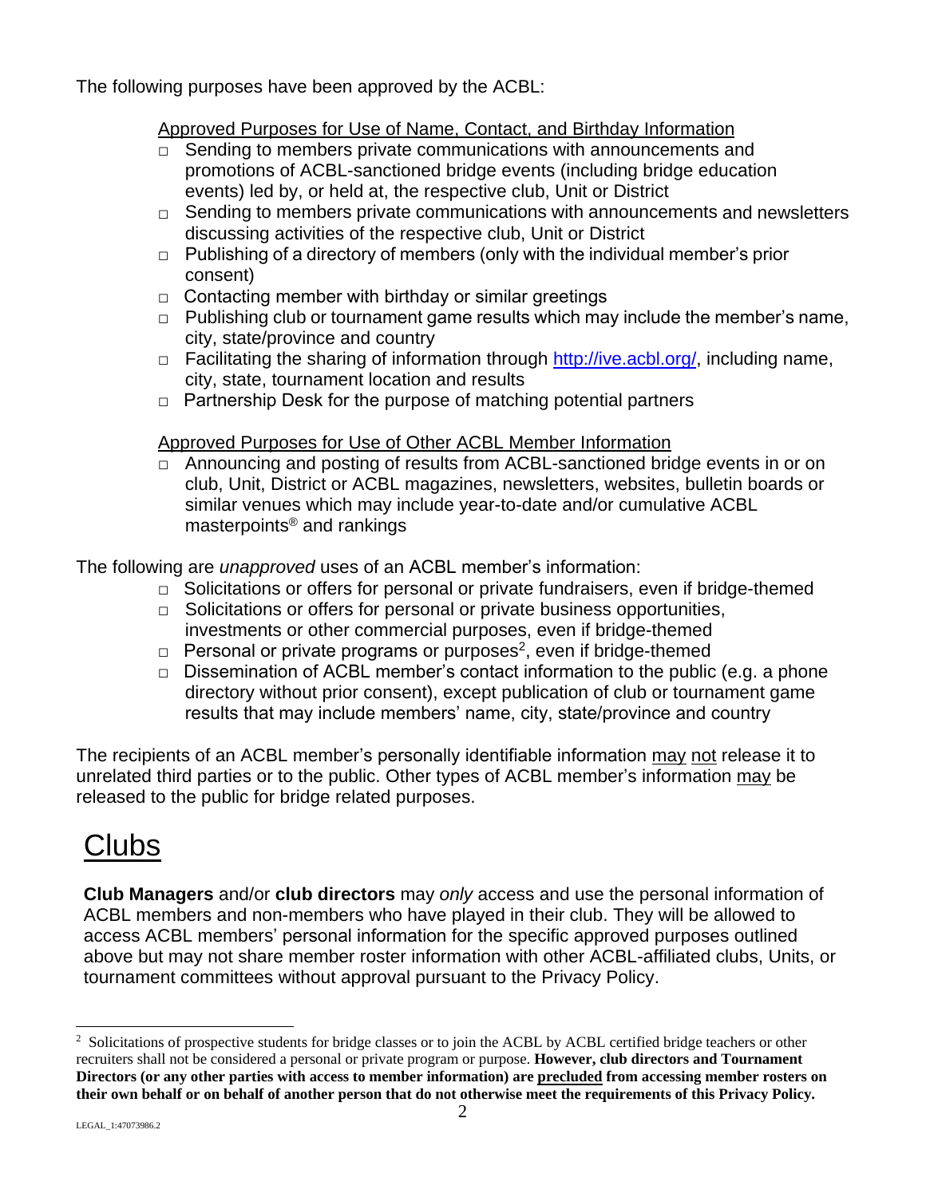The following purposes have been approved by the ACBL:

Approved Purposes for Use of Name, Contact, and Birthday Information

- Sending to members private communications with announcements and promotions of ACBL-sanctioned bridge events (including bridge education events) led by, or held at, the respective club, Unit or District
- Sending to members private communications with announcements and newsletters discussing activities of the respective club, Unit or District
- Publishing of a directory of members (only with the individual member's prior consent)
- Contacting member with birthday or similar greetings
- Publishing club or tournament game results which may include the member's name, city, state/province and country
- Facilitating the sharing of information through http://ive.acbl.org/, including name, city, state, tournament location and results
- Partnership Desk for the purpose of matching potential partners

Approved Purposes for Use of Other ACBL Member Information

- Announcing and posting of results from ACBL-sanctioned bridge events in or on club, Unit, District or ACBL magazines, newsletters, websites, bulletin boards or similar venues which may include year-to-date and/or cumulative ACBL masterpoints® and rankings

The following are *unapproved* uses of an ACBL member's information:

- Solicitations or offers for personal or private fundraisers, even if bridge-themed
- Solicitations or offers for personal or private business opportunities, investments or other commercial purposes, even if bridge-themed
- Personal or private programs or purposes[2], even if bridge-themed
- Dissemination of ACBL member's contact information to the public (e.g. a phone directory without prior consent), except publication of club or tournament game results that may include members' name, city, state/province and country

The recipients of an ACBL member's personally identifiable information may not release it to unrelated third parties or to the public. Other types of ACBL member's information may be released to the public for bridge related purposes.

# Clubs

**Club Managers** and/or **club directors** may *only* access and use the personal information of ACBL members and non-members who have played in their club. They will be allowed to access ACBL members' personal information for the specific approved purposes outlined above but may not share member roster information with other ACBL-affiliated clubs, Units, or tournament committees without approval pursuant to the Privacy Policy.

[2] Solicitations of prospective students for bridge classes or to join the ACBL by ACBL certified bridge teachers or other recruiters shall not be considered a personal or private program or purpose. **However, club directors and Tournament Directors (or any other parties with access to member information) are precluded from accessing member rosters on their own behalf or on behalf of another person that do not otherwise meet the requirements of this Privacy Policy.**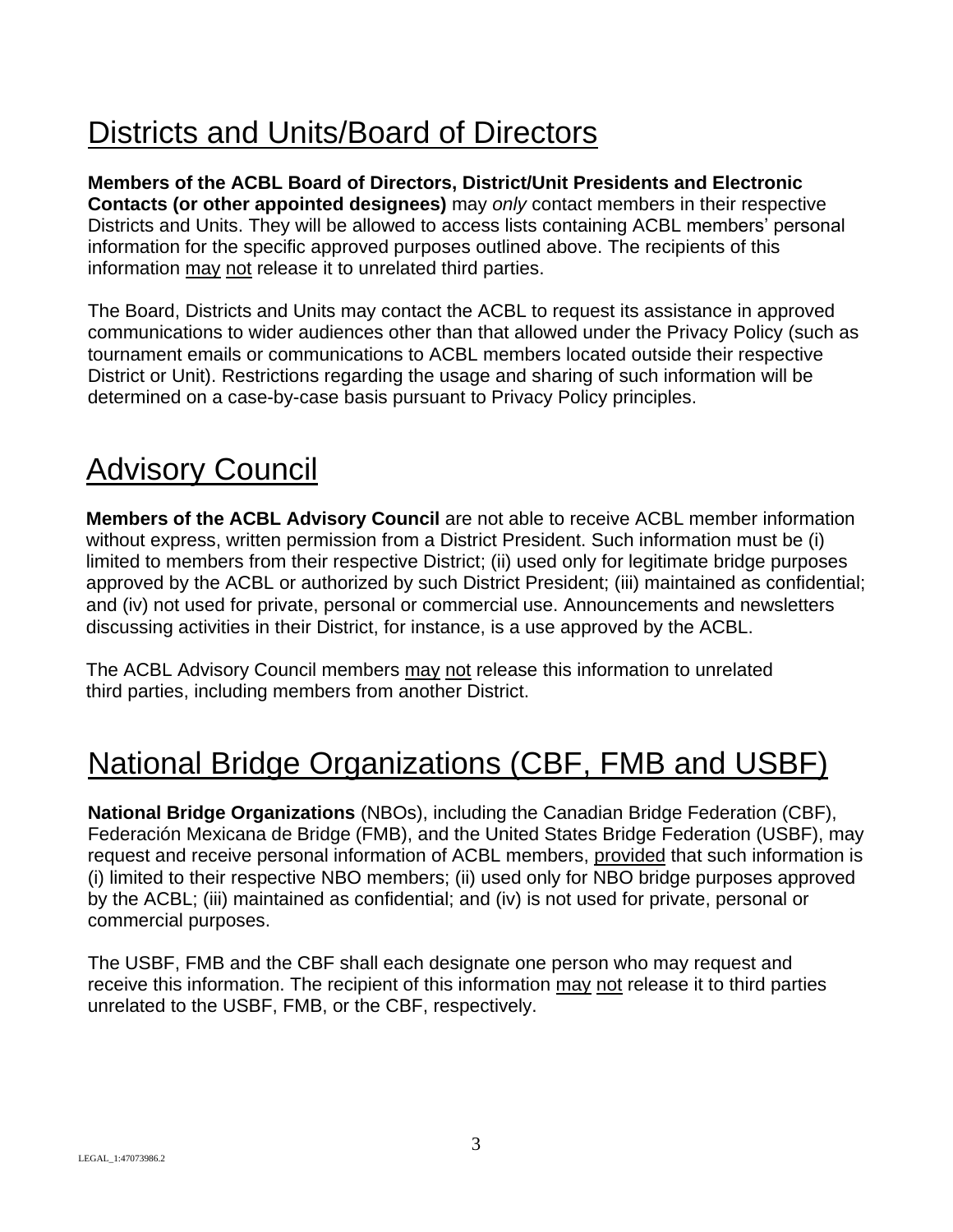# Districts and Units/Board of Directors

**Members of the ACBL Board of Directors, District/Unit Presidents and Electronic Contacts (or other appointed designees)** may *only* contact members in their respective Districts and Units. They will be allowed to access lists containing ACBL members' personal information for the specific approved purposes outlined above. The recipients of this information may not release it to unrelated third parties.

The Board, Districts and Units may contact the ACBL to request its assistance in approved communications to wider audiences other than that allowed under the Privacy Policy (such as tournament emails or communications to ACBL members located outside their respective District or Unit). Restrictions regarding the usage and sharing of such information will be determined on a case-by-case basis pursuant to Privacy Policy principles.

# Advisory Council

**Members of the ACBL Advisory Council** are not able to receive ACBL member information without express, written permission from a District President. Such information must be (i) limited to members from their respective District; (ii) used only for legitimate bridge purposes approved by the ACBL or authorized by such District President; (iii) maintained as confidential; and (iv) not used for private, personal or commercial use. Announcements and newsletters discussing activities in their District, for instance, is a use approved by the ACBL.

The ACBL Advisory Council members may not release this information to unrelated third parties, including members from another District.

# National Bridge Organizations (CBF, FMB and USBF)

**National Bridge Organizations** (NBOs), including the Canadian Bridge Federation (CBF), Federación Mexicana de Bridge (FMB), and the United States Bridge Federation (USBF), may request and receive personal information of ACBL members, provided that such information is (i) limited to their respective NBO members; (ii) used only for NBO bridge purposes approved by the ACBL; (iii) maintained as confidential; and (iv) is not used for private, personal or commercial purposes.

The USBF, FMB and the CBF shall each designate one person who may request and receive this information. The recipient of this information may not release it to third parties unrelated to the USBF, FMB, or the CBF, respectively.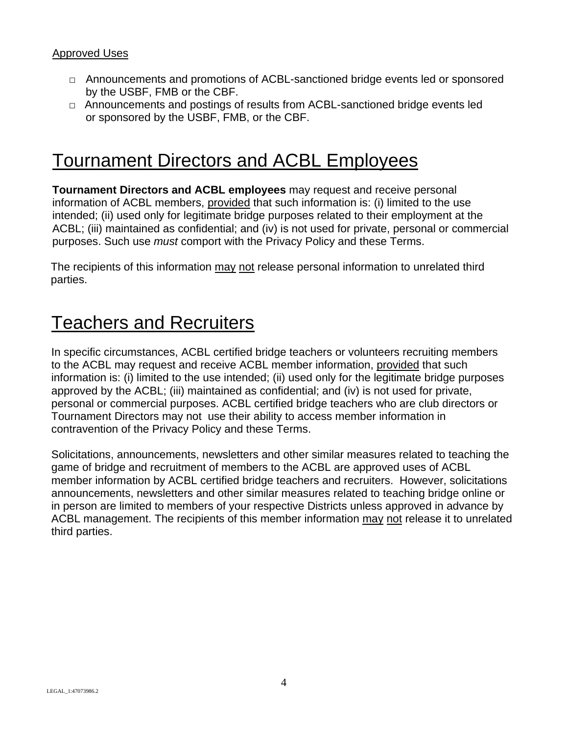Approved Uses

- Announcements and promotions of ACBL-sanctioned bridge events led or sponsored by the USBF, FMB or the CBF.
- Announcements and postings of results from ACBL-sanctioned bridge events led or sponsored by the USBF, FMB, or the CBF.

# Tournament Directors and ACBL Employees

**Tournament Directors and ACBL employees** may request and receive personal information of ACBL members, provided that such information is: (i) limited to the use intended; (ii) used only for legitimate bridge purposes related to their employment at the ACBL; (iii) maintained as confidential; and (iv) is not used for private, personal or commercial purposes. Such use *must* comport with the Privacy Policy and these Terms.

The recipients of this information may not release personal information to unrelated third parties.

# Teachers and Recruiters

In specific circumstances, ACBL certified bridge teachers or volunteers recruiting members to the ACBL may request and receive ACBL member information, provided that such information is: (i) limited to the use intended; (ii) used only for the legitimate bridge purposes approved by the ACBL; (iii) maintained as confidential; and (iv) is not used for private, personal or commercial purposes. ACBL certified bridge teachers who are club directors or Tournament Directors may not use their ability to access member information in contravention of the Privacy Policy and these Terms.

Solicitations, announcements, newsletters and other similar measures related to teaching the game of bridge and recruitment of members to the ACBL are approved uses of ACBL member information by ACBL certified bridge teachers and recruiters. However, solicitations announcements, newsletters and other similar measures related to teaching bridge online or in person are limited to members of your respective Districts unless approved in advance by ACBL management. The recipients of this member information may not release it to unrelated third parties.